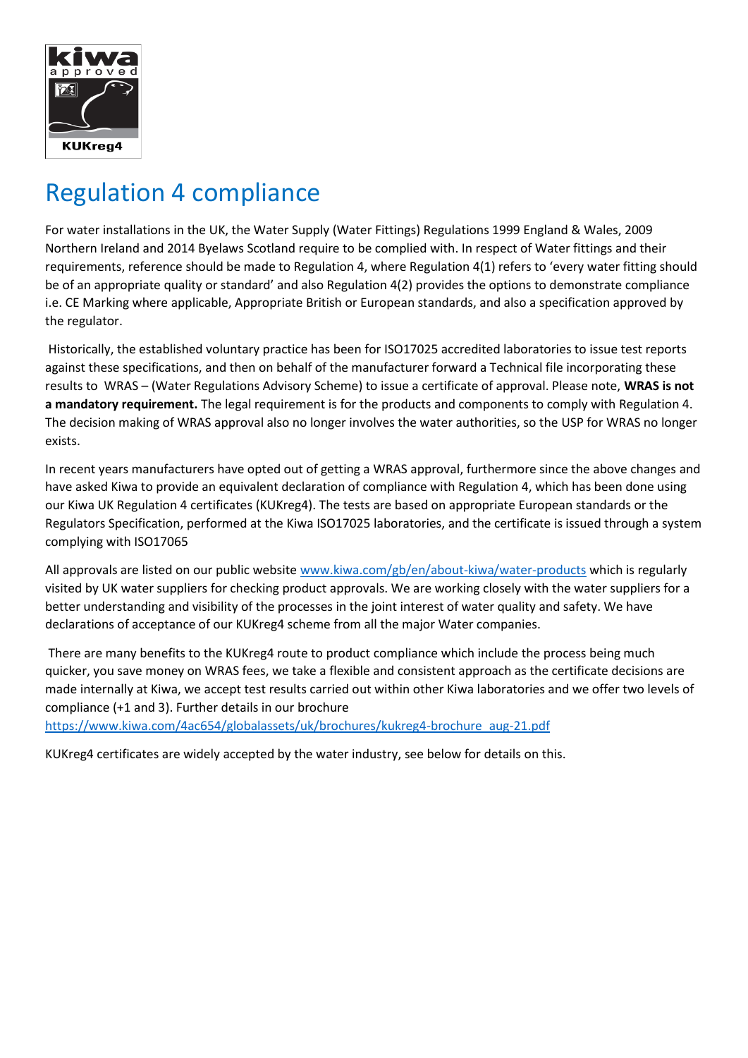# Regulation 4 compliance

For water installations in the UK, the Water Supply (Water Fittings) Regulations 1999 England & Wales, 2009 Northern Ireland and 2014 Byelaws Scotland require to be complied with. In respect of Water fittings and their requirements, reference should be made to Regulation 4, where Regulation 4(1) refers to 'every water fitting should be of an appropriate quality or standard' and also Regulation 4(2) provides the options to demonstrate compliance i.e. CE Marking where applicable, Appropriate British or European standards, and also a specification approved by the regulator.

Historically, the established voluntary practice has been for ISO17025 accredited laboratories to issue test reports against these specifications, and then on behalf of the manufacturer forward a Technical file incorporating these results to WRAS – (Water Regulations Advisory Scheme) to issue a certificate of approval. Please note, **WRAS is not a mandatory requirement.** The legal requirement is for the products and components to comply with Regulation 4. The decision making of WRAS approval also no longer involves the water authorities, so the USP for WRAS no longer exists.

In recent years manufacturers have opted out of getting a WRAS approval, furthermore since the above changes and have asked Kiwa to provide an equivalent declaration of compliance with Regulation 4, which has been done using our Kiwa UK Regulation 4 certificates (KUKreg4). The tests are based on appropriate European standards or the Regulators Specification, performed at the Kiwa ISO17025 laboratories, and the certificate is issued through a system complying with ISO17065

All approvals are listed on our public website [www.kiwa.com/gb/en/about-kiwa/water-products](www.kiwa.com/gb/en/about-kiwa/water-products) which is regularly visited by UK water suppliers for checking product approvals. We are working closely with the water suppliers for a better understanding and visibility of the processes in the joint interest of water quality and safety. We have declarations of acceptance of our KUKreg4 scheme from all the major Water companies.

There are many benefits to the KUKreg4 route to product compliance which include the process being much quicker, you save money on WRAS fees, we take a flexible and consistent approach as the certificate decisions are made internally at Kiwa, we accept test results carried out within other Kiwa laboratories and we offer two levels of compliance (+1 and 3). Further details in our brochure [https://www.kiwa.com/4ac654/globalassets/uk/brochures/kukreg4-brochure_aug-21.pdf](https://www.kiwa.com/4ac654/globalassets/uk/brochures/kukreg4-brochure_aug-21.pdf)

KUKreg4 certificates are widely accepted by the water industry, see below for details on this.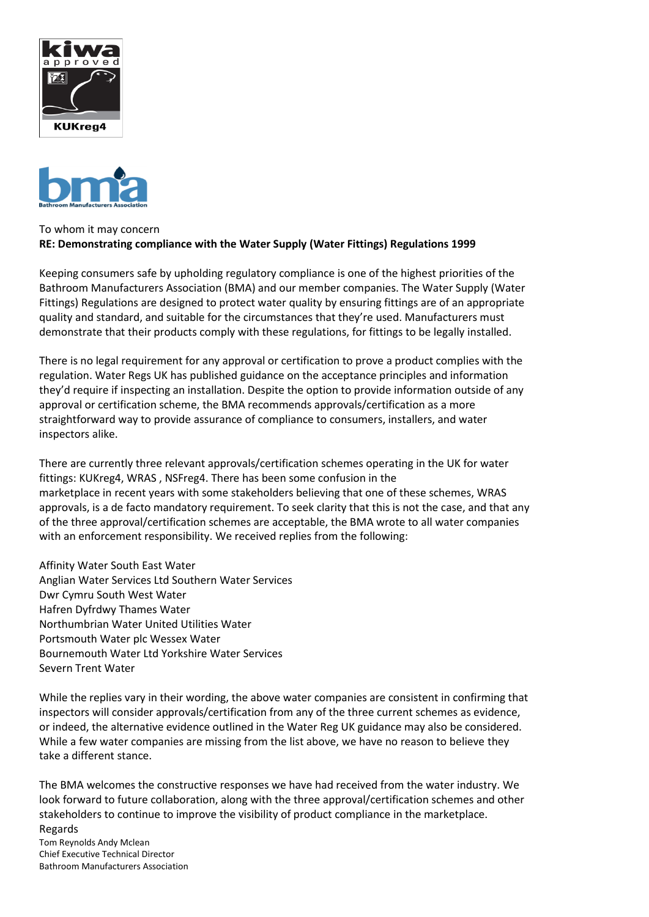To whom it may concern

**RE: Demonstrating compliance with the Water Supply (Water Fittings) Regulations 1999**

Keeping consumers safe by upholding regulatory compliance is one of the highest priorities of the Bathroom Manufacturers Association (BMA) and our member companies. The Water Supply (Water Fittings) Regulations are designed to protect water quality by ensuring fittings are of an appropriate quality and standard, and suitable for the circumstances that they're used. Manufacturers must demonstrate that their products comply with these regulations, for fittings to be legally installed.

There is no legal requirement for any approval or certification to prove a product complies with the regulation. Water Regs UK has published guidance on the acceptance principles and information they'd require if inspecting an installation. Despite the option to provide information outside of any approval or certification scheme, the BMA recommends approvals/certification as a more straightforward way to provide assurance of compliance to consumers, installers, and water inspectors alike.

There are currently three relevant approvals/certification schemes operating in the UK for water fittings: KUKreg4, WRAS , NSFreg4. There has been some confusion in the marketplace in recent years with some stakeholders believing that one of these schemes, WRAS approvals, is a de facto mandatory requirement. To seek clarity that this is not the case, and that any of the three approval/certification schemes are acceptable, the BMA wrote to all water companies with an enforcement responsibility. We received replies from the following:

Affinity Water South East Water
Anglian Water Services Ltd Southern Water Services
Dwr Cymru South West Water
Hafren Dyfrdwy Thames Water
Northumbrian Water United Utilities Water
Portsmouth Water plc Wessex Water
Bournemouth Water Ltd Yorkshire Water Services
Severn Trent Water

While the replies vary in their wording, the above water companies are consistent in confirming that inspectors will consider approvals/certification from any of the three current schemes as evidence, or indeed, the alternative evidence outlined in the Water Reg UK guidance may also be considered. While a few water companies are missing from the list above, we have no reason to believe they take a different stance.

The BMA welcomes the constructive responses we have had received from the water industry. We look forward to future collaboration, along with the three approval/certification schemes and other stakeholders to continue to improve the visibility of product compliance in the marketplace.

Regards

Tom Reynolds Andy Mclean
Chief Executive Technical Director
Bathroom Manufacturers Association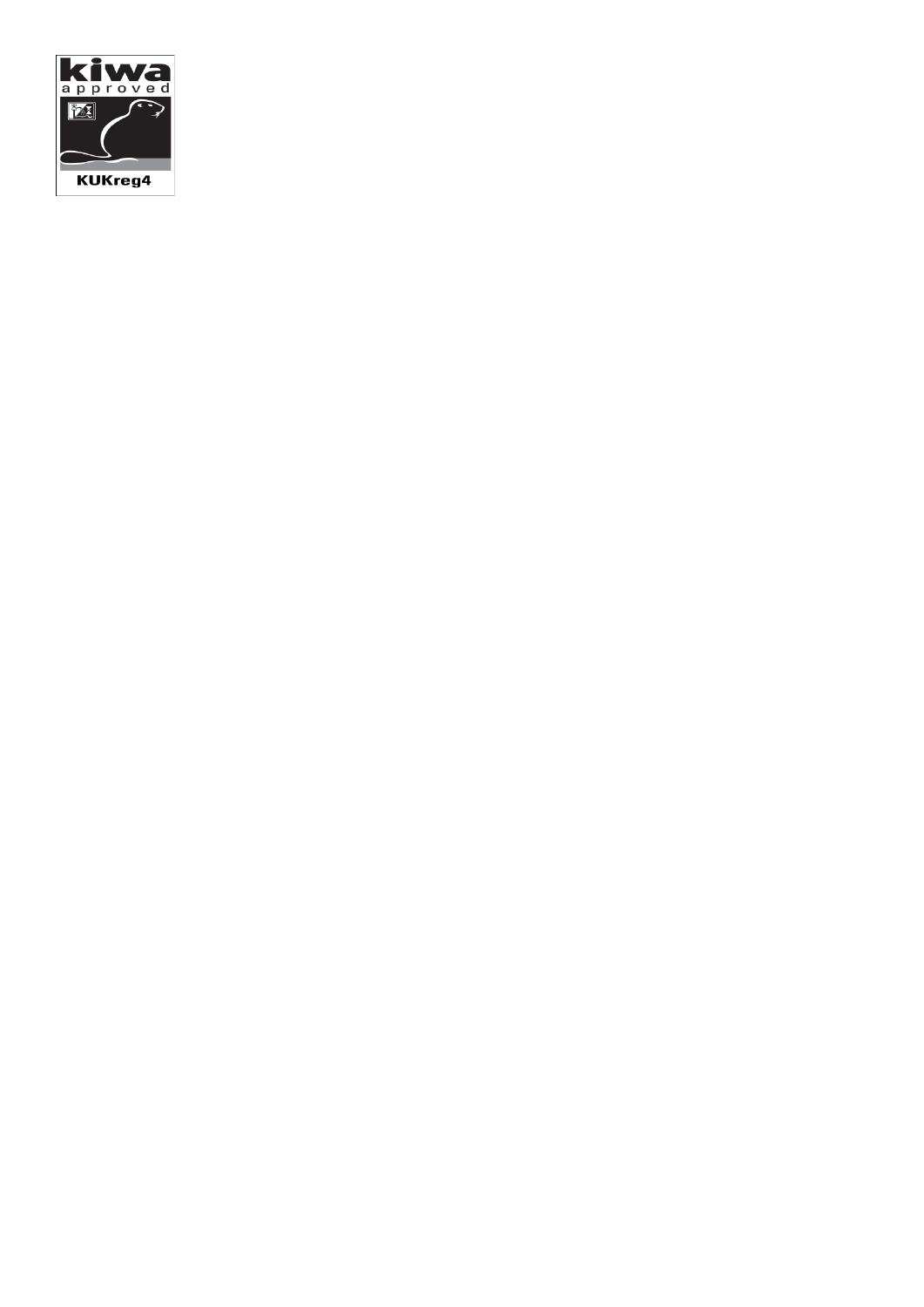kiwa

approved

KUKreg4